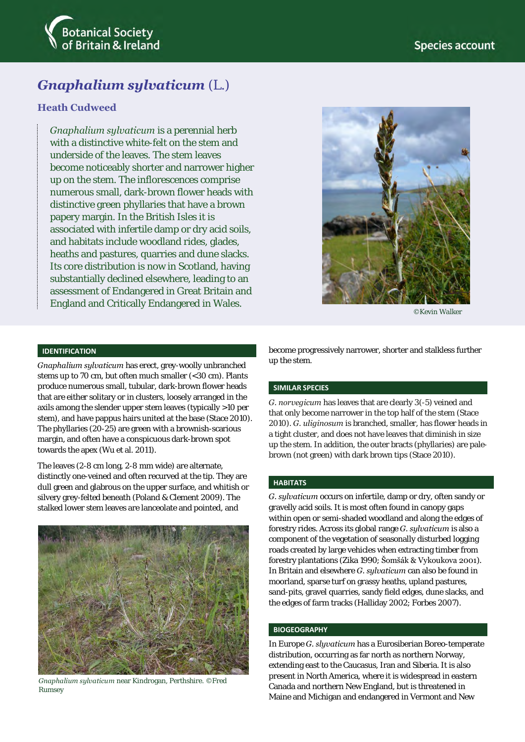Botanical Society of Britain & Ireland

Species account

# *Gnaphalium sylvaticum* (L.)

## Heath Cudweed

*Gnaphalium sylvaticum* is a perennial herb with a distinctive white-felt on the stem and underside of the leaves. The stem leaves become noticeably shorter and narrower higher up on the stem. The inflorescences comprise numerous small, dark-brown flower heads with distinctive green phyllaries that have a brown papery margin. In the British Isles it is associated with infertile damp or dry acid soils, and habitats include woodland rides, glades, heaths and pastures, quarries and dune slacks. Its core distribution is now in Scotland, having substantially declined elsewhere, leading to an assessment of Endangered in Great Britain and England and Critically Endangered in Wales.

©Kevin Walker

### IDENTIFICATION

*Gnaphalium sylvaticum* has erect, grey-woolly unbranched stems up to 70 cm, but often much smaller (<30 cm). Plants produce numerous small, tubular, dark-brown flower heads that are either solitary or in clusters, loosely arranged in the axils among the slender upper stem leaves (typically >10 per stem), and have pappus hairs united at the base (Stace 2010). The phyllaries (20-25) are green with a brownish-scarious margin, and often have a conspicuous dark-brown spot towards the apex (Wu et al. 2011).

The leaves (2-8 cm long, 2-8 mm wide) are alternate, distinctly one-veined and often recurved at the tip. They are dull green and glabrous on the upper surface, and whitish or silvery grey-felted beneath (Poland & Clement 2009). The stalked lower stem leaves are lanceolate and pointed, and become progressively narrower, shorter and stalkless further up the stem.

*Gnaphalium sylvaticum* near Kindrogan, Perthshire. ©Fred Rumsey

### SIMILAR SPECIES

*G. norvegicum* has leaves that are clearly 3(-5) veined and that only become narrower in the top half of the stem (Stace 2010). *G. uliginosum* is branched, smaller, has flower heads in a tight cluster, and does not have leaves that diminish in size up the stem. In addition, the outer bracts (phyllaries) are pale-brown (not green) with dark brown tips (Stace 2010).

### HABITATS

*G. sylvaticum* occurs on infertile, damp or dry, often sandy or gravelly acid soils. It is most often found in canopy gaps within open or semi-shaded woodland and along the edges of forestry rides. Across its global range *G. sylvaticum* is also a component of the vegetation of seasonally disturbed logging roads created by large vehicles when extracting timber from forestry plantations (Zika 1990; Šomšák & Vykoukova 2001). In Britain and elsewhere *G. sylvaticum* can also be found in moorland, sparse turf on grassy heaths, upland pastures, sand-pits, gravel quarries, sandy field edges, dune slacks, and the edges of farm tracks (Halliday 2002; Forbes 2007).

### BIOGEOGRAPHY

In Europe *G. slyvaticum* has a Eurosiberian Boreo-temperate distribution, occurring as far north as northern Norway, extending east to the Caucasus, Iran and Siberia. It is also present in North America, where it is widespread in eastern Canada and northern New England, but is threatened in Maine and Michigan and endangered in Vermont and New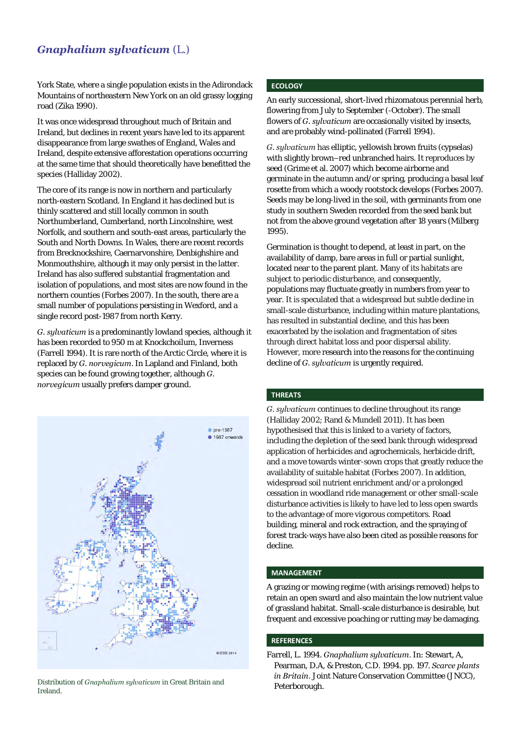York State, where a single population exists in the Adirondack Mountains of northeastern New York on an old grassy logging road (Zika 1990).

It was once widespread throughout much of Britain and Ireland, but declines in recent years have led to its apparent disappearance from large swathes of England, Wales and Ireland, despite extensive afforestation operations occurring at the same time that should theoretically have benefitted the species (Halliday 2002).

The core of its range is now in northern and particularly north-eastern Scotland. In England it has declined but is thinly scattered and still locally common in south Northumberland, Cumberland, north Lincolnshire, west Norfolk, and southern and south-east areas, particularly the South and North Downs. In Wales, there are recent records from Brecknockshire, Caernarvonshire, Denbighshire and Monmouthshire, although it may only persist in the latter. Ireland has also suffered substantial fragmentation and isolation of populations, and most sites are now found in the northern counties (Forbes 2007). In the south, there are a small number of populations persisting in Wexford, and a single record post-1987 from north Kerry.

*G. sylvaticum* is a predominantly lowland species, although it has been recorded to 950 m at Knockchoilum, Inverness (Farrell 1994). It is rare north of the Arctic Circle, where it is replaced by *G. norvegicum*. In Lapland and Finland, both species can be found growing together, although *G. norvegicum* usually prefers damper ground.

Distribution of *Gnaphalium sylvaticum* in Great Britain and Ireland.

## ECOLOGY

An early successional, short-lived rhizomatous perennial herb, flowering from July to September (-October). The small flowers of *G. sylvaticum* are occasionally visited by insects, and are probably wind-pollinated (Farrell 1994).

*G. sylvaticum* has elliptic, yellowish brown fruits (cypselas) with slightly brown–red unbranched hairs. It reproduces by seed (Grime et al. 2007) which become airborne and germinate in the autumn and/or spring, producing a basal leaf rosette from which a woody rootstock develops (Forbes 2007). Seeds may be long-lived in the soil, with germinants from one study in southern Sweden recorded from the seed bank but not from the above ground vegetation after 18 years (Milberg 1995).

Germination is thought to depend, at least in part, on the availability of damp, bare areas in full or partial sunlight, located near to the parent plant. Many of its habitats are subject to periodic disturbance, and consequently, populations may fluctuate greatly in numbers from year to year. It is speculated that a widespread but subtle decline in small-scale disturbance, including within mature plantations, has resulted in substantial decline, and this has been exacerbated by the isolation and fragmentation of sites through direct habitat loss and poor dispersal ability. However, more research into the reasons for the continuing decline of *G. sylvaticum* is urgently required.

## THREATS

*G. sylvaticum* continues to decline throughout its range (Halliday 2002; Rand & Mundell 2011). It has been hypothesised that this is linked to a variety of factors, including the depletion of the seed bank through widespread application of herbicides and agrochemicals, herbicide drift, and a move towards winter-sown crops that greatly reduce the availability of suitable habitat (Forbes 2007). In addition, widespread soil nutrient enrichment and/or a prolonged cessation in woodland ride management or other small-scale disturbance activities is likely to have led to less open swards to the advantage of more vigorous competitors. Road building, mineral and rock extraction, and the spraying of forest track-ways have also been cited as possible reasons for decline.

## MANAGEMENT

A grazing or mowing regime (with arisings removed) helps to retain an open sward and also maintain the low nutrient value of grassland habitat. Small-scale disturbance is desirable, but frequent and excessive poaching or rutting may be damaging.

## REFERENCES

Farrell, L. 1994. *Gnaphalium sylvaticum*. In: Stewart, A, Pearman, D.A, & Preston, C.D. 1994. pp. 197. *Scarce plants in Britain*. Joint Nature Conservation Committee (JNCC), Peterborough.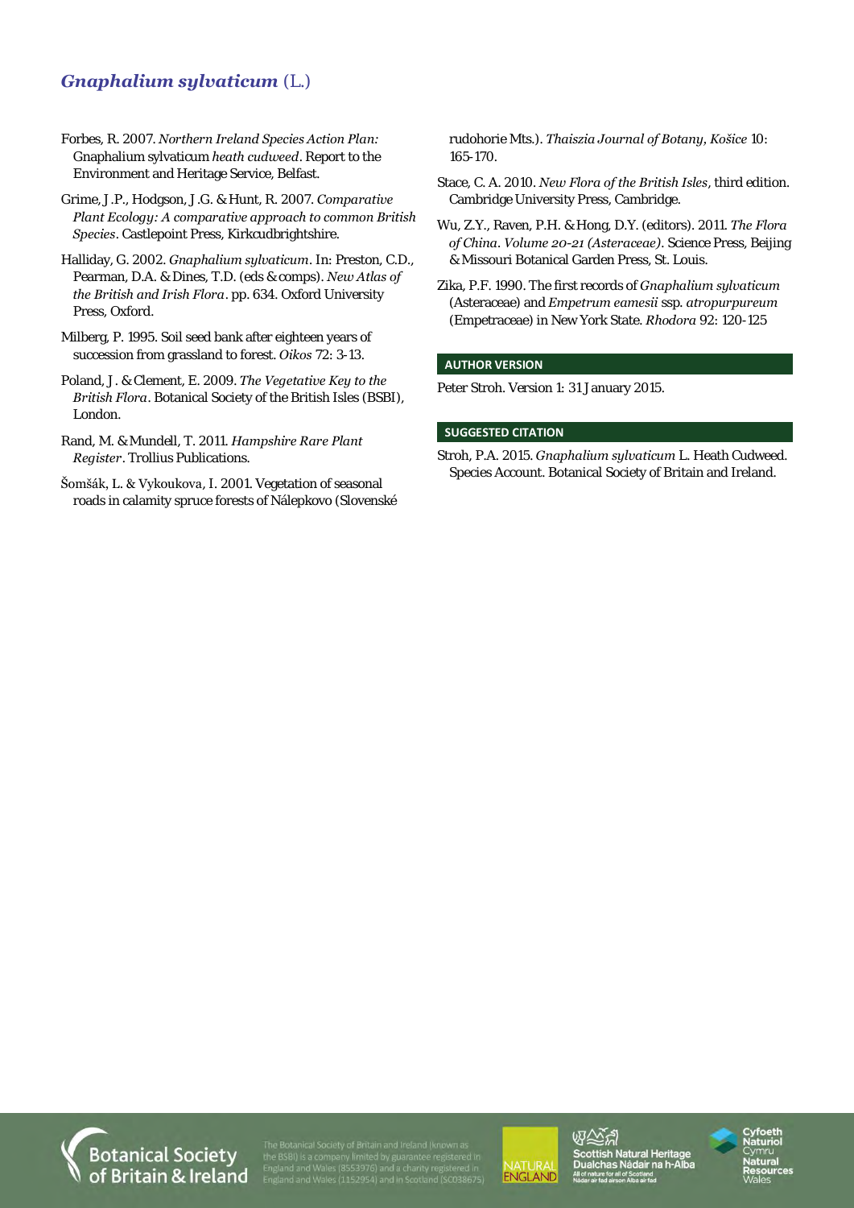Forbes, R. 2007. *Northern Ireland Species Action Plan:* Gnaphalium sylvaticum *heath cudweed*. Report to the Environment and Heritage Service, Belfast.

Grime, J.P., Hodgson, J.G. & Hunt, R. 2007. *Comparative Plant Ecology: A comparative approach to common British Species*. Castlepoint Press, Kirkcudbrightshire.

Halliday, G. 2002. *Gnaphalium sylvaticum*. In: Preston, C.D., Pearman, D.A. & Dines, T.D. (eds & comps). *New Atlas of the British and Irish Flora*. pp. 634. Oxford University Press, Oxford.

Milberg, P. 1995. Soil seed bank after eighteen years of succession from grassland to forest. *Oikos* 72: 3-13.

Poland, J. & Clement, E. 2009. *The Vegetative Key to the British Flora*. Botanical Society of the British Isles (BSBI), London.

Rand, M. & Mundell, T. 2011. *Hampshire Rare Plant Register*. Trollius Publications.

Šomšák, L. & Vykoukova, I. 2001. Vegetation of seasonal roads in calamity spruce forests of Nálepkovo (Slovenské rudohorie Mts.). *Thaiszia Journal of Botany, Košice* 10: 165-170.

Stace, C. A. 2010. *New Flora of the British Isles*, third edition. Cambridge University Press, Cambridge.

Wu, Z.Y., Raven, P.H. & Hong, D.Y. (editors). 2011. *The Flora of China. Volume 20-21 (Asteraceae)*. Science Press, Beijing & Missouri Botanical Garden Press, St. Louis.

Zika, P.F. 1990. The first records of *Gnaphalium sylvaticum* (Asteraceae) and *Empetrum eamesii* ssp. *atropurpureum* (Empetraceae) in New York State. *Rhodora* 92: 120-125

## AUTHOR VERSION

Peter Stroh. Version 1: 31 January 2015.

## SUGGESTED CITATION

Stroh, P.A. 2015. *Gnaphalium sylvaticum* L. Heath Cudweed. Species Account. Botanical Society of Britain and Ireland.

Botanical Society of Britain & Ireland

The Botanical Society of Britain and Ireland (known as the BSBI) is a company limited by guarantee registered in England and Wales (8553976) and a charity registered in England and Wales (1152954) and in Scotland (SC038675)

NATURAL ENGLAND

Scottish Natural Heritage
Dualchas Nàdair na h-Alba
All of nature for all of Scotland
Nàdar air fad airson Alba air fad

Cyfoeth Naturiol Cymru
Natural Resources Wales